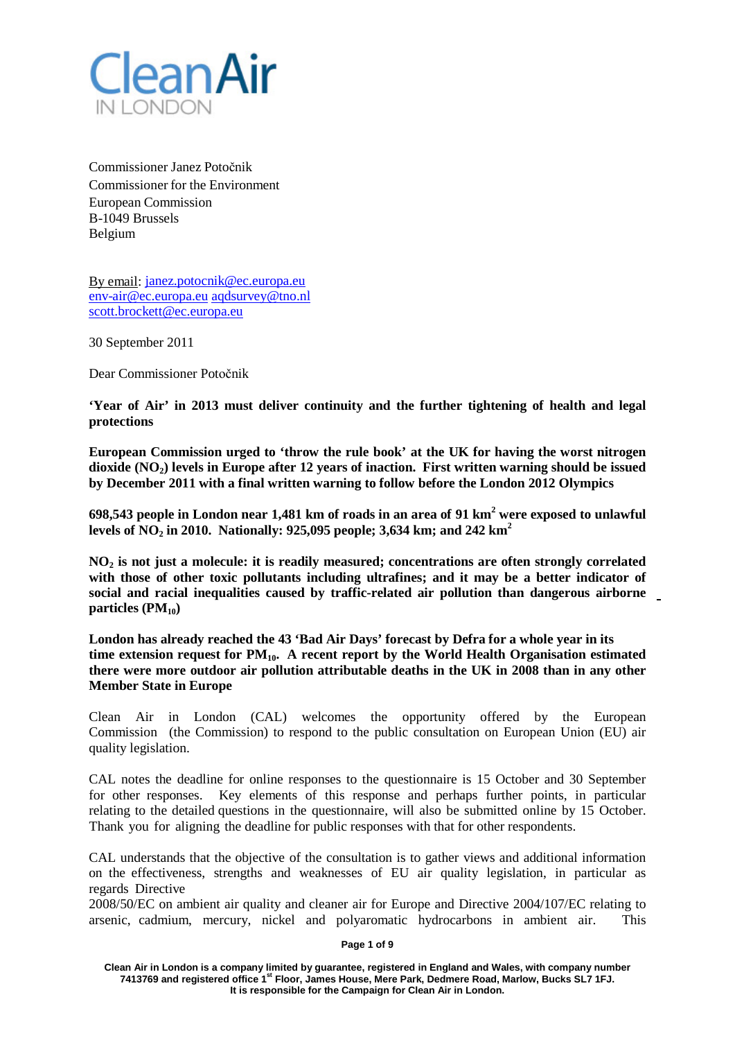**Clean Air**
IN LONDON

Commissioner Janez Potočnik
Commissioner for the Environment
European Commission
B-1049 Brussels
Belgium

By email: janez.potocnik@ec.europa.eu
env-air@ec.europa.eu aqdsurvey@tno.nl
scott.brockett@ec.europa.eu

30 September 2011

Dear Commissioner Potočnik

**'Year of Air' in 2013 must deliver continuity and the further tightening of health and legal protections**

**European Commission urged to 'throw the rule book' at the UK for having the worst nitrogen dioxide ($NO_2$) levels in Europe after 12 years of inaction. First written warning should be issued by December 2011 with a final written warning to follow before the London 2012 Olympics**

**698,543 people in London near 1,481 km of roads in an area of 91 $km^2$ were exposed to unlawful levels of $NO_2$ in 2010. Nationally: 925,095 people; 3,634 km; and 242 $km^2$**

**$NO_2$ is not just a molecule: it is readily measured; concentrations are often strongly correlated with those of other toxic pollutants including ultrafines; and it may be a better indicator of social and racial inequalities caused by traffic-related air pollution than dangerous airborne particles ($PM_{10}$)**

**London has already reached the 43 'Bad Air Days' forecast by Defra for a whole year in its time extension request for $PM_{10}$. A recent report by the World Health Organisation estimated there were more outdoor air pollution attributable deaths in the UK in 2008 than in any other Member State in Europe**

Clean Air in London (CAL) welcomes the opportunity offered by the European Commission (the Commission) to respond to the public consultation on European Union (EU) air quality legislation.

CAL notes the deadline for online responses to the questionnaire is 15 October and 30 September for other responses. Key elements of this response and perhaps further points, in particular relating to the detailed questions in the questionnaire, will also be submitted online by 15 October. Thank you for aligning the deadline for public responses with that for other respondents.

CAL understands that the objective of the consultation is to gather views and additional information on the effectiveness, strengths and weaknesses of EU air quality legislation, in particular as regards Directive 2008/50/EC on ambient air quality and cleaner air for Europe and Directive 2004/107/EC relating to arsenic, cadmium, mercury, nickel and polyaromatic hydrocarbons in ambient air. This

Clean Air in London is a company limited by guarantee, registered in England and Wales, with company number 7413769 and registered office 1st Floor, James House, Mere Park, Dedmere Road, Marlow, Bucks SL7 1FJ. It is responsible for the Campaign for Clean Air in London.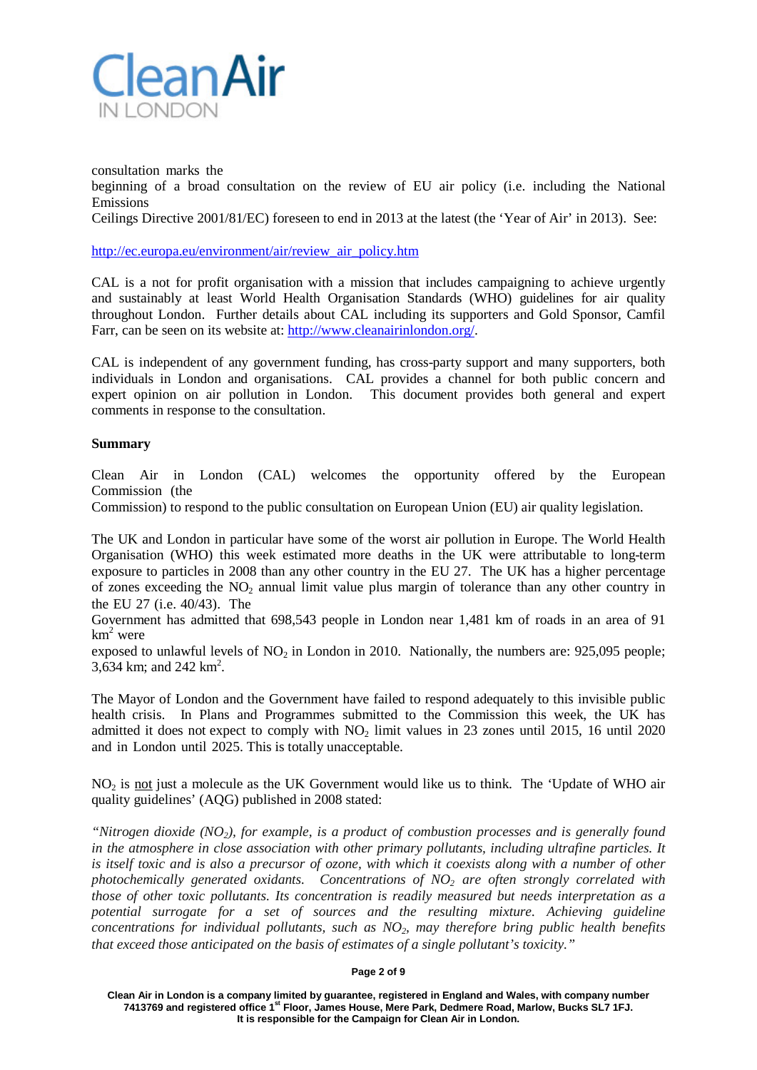consultation marks the beginning of a broad consultation on the review of EU air policy (i.e. including the National Emissions Ceilings Directive 2001/81/EC) foreseen to end in 2013 at the latest (the 'Year of Air' in 2013). See:

http://ec.europa.eu/environment/air/review_air_policy.htm

CAL is a not for profit organisation with a mission that includes campaigning to achieve urgently and sustainably at least World Health Organisation Standards (WHO) guidelines for air quality throughout London. Further details about CAL including its supporters and Gold Sponsor, Camfil Farr, can be seen on its website at: http://www.cleanairinlondon.org/.

CAL is independent of any government funding, has cross-party support and many supporters, both individuals in London and organisations. CAL provides a channel for both public concern and expert opinion on air pollution in London. This document provides both general and expert comments in response to the consultation.

**Summary**

Clean Air in London (CAL) welcomes the opportunity offered by the European Commission (the Commission) to respond to the public consultation on European Union (EU) air quality legislation.

The UK and London in particular have some of the worst air pollution in Europe. The World Health Organisation (WHO) this week estimated more deaths in the UK were attributable to long-term exposure to particles in 2008 than any other country in the EU 27. The UK has a higher percentage of zones exceeding the $NO_2$ annual limit value plus margin of tolerance than any other country in the EU 27 (i.e. 40/43). The Government has admitted that 698,543 people in London near 1,481 km of roads in an area of 91 $km^2$ were exposed to unlawful levels of $NO_2$ in London in 2010. Nationally, the numbers are: 925,095 people; 3,634 km; and 242 $km^2$.

The Mayor of London and the Government have failed to respond adequately to this invisible public health crisis. In Plans and Programmes submitted to the Commission this week, the UK has admitted it does not expect to comply with $NO_2$ limit values in 23 zones until 2015, 16 until 2020 and in London until 2025. This is totally unacceptable.

$NO_2$ is <u>not</u> just a molecule as the UK Government would like us to think. The 'Update of WHO air quality guidelines' (AQG) published in 2008 stated:

*"Nitrogen dioxide ($NO_2$), for example, is a product of combustion processes and is generally found in the atmosphere in close association with other primary pollutants, including ultrafine particles. It is itself toxic and is also a precursor of ozone, with which it coexists along with a number of other photochemically generated oxidants. Concentrations of $NO_2$ are often strongly correlated with those of other toxic pollutants. Its concentration is readily measured but needs interpretation as a potential surrogate for a set of sources and the resulting mixture. Achieving guideline concentrations for individual pollutants, such as $NO_2$, may therefore bring public health benefits that exceed those anticipated on the basis of estimates of a single pollutant's toxicity."*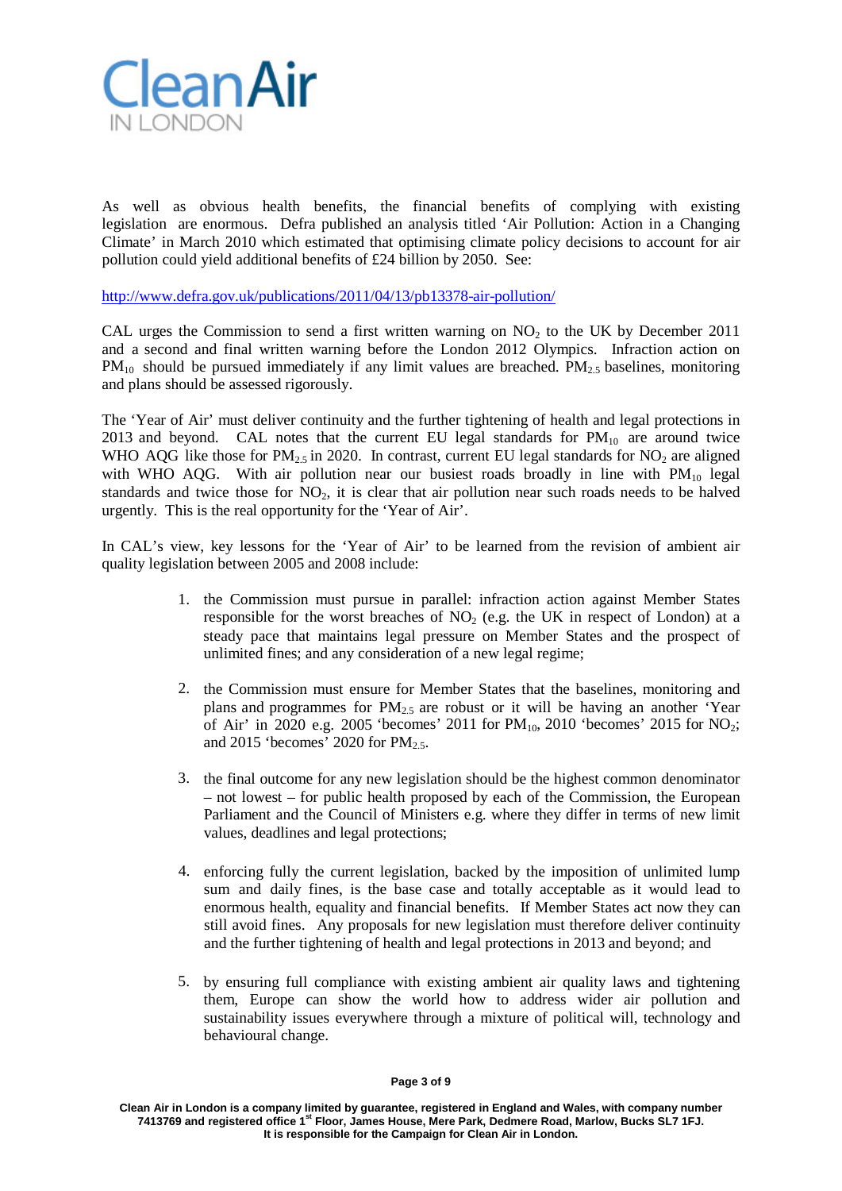As well as obvious health benefits, the financial benefits of complying with existing legislation are enormous. Defra published an analysis titled 'Air Pollution: Action in a Changing Climate' in March 2010 which estimated that optimising climate policy decisions to account for air pollution could yield additional benefits of £24 billion by 2050. See:

http://www.defra.gov.uk/publications/2011/04/13/pb13378-air-pollution/

CAL urges the Commission to send a first written warning on $NO_2$ to the UK by December 2011 and a second and final written warning before the London 2012 Olympics. Infraction action on $PM_{10}$ should be pursued immediately if any limit values are breached. $PM_{2.5}$ baselines, monitoring and plans should be assessed rigorously.

The 'Year of Air' must deliver continuity and the further tightening of health and legal protections in 2013 and beyond. CAL notes that the current EU legal standards for $PM_{10}$ are around twice WHO AQG like those for $PM_{2.5}$ in 2020. In contrast, current EU legal standards for $NO_2$ are aligned with WHO AQG. With air pollution near our busiest roads broadly in line with $PM_{10}$ legal standards and twice those for $NO_2$, it is clear that air pollution near such roads needs to be halved urgently. This is the real opportunity for the 'Year of Air'.

In CAL's view, key lessons for the 'Year of Air' to be learned from the revision of ambient air quality legislation between 2005 and 2008 include:

1. the Commission must pursue in parallel: infraction action against Member States responsible for the worst breaches of $NO_2$ (e.g. the UK in respect of London) at a steady pace that maintains legal pressure on Member States and the prospect of unlimited fines; and any consideration of a new legal regime;

2. the Commission must ensure for Member States that the baselines, monitoring and plans and programmes for $PM_{2.5}$ are robust or it will be having an another 'Year of Air' in 2020 e.g. 2005 'becomes' 2011 for $PM_{10}$, 2010 'becomes' 2015 for $NO_2$; and 2015 'becomes' 2020 for $PM_{2.5}$.

3. the final outcome for any new legislation should be the highest common denominator – not lowest – for public health proposed by each of the Commission, the European Parliament and the Council of Ministers e.g. where they differ in terms of new limit values, deadlines and legal protections;

4. enforcing fully the current legislation, backed by the imposition of unlimited lump sum and daily fines, is the base case and totally acceptable as it would lead to enormous health, equality and financial benefits. If Member States act now they can still avoid fines. Any proposals for new legislation must therefore deliver continuity and the further tightening of health and legal protections in 2013 and beyond; and

5. by ensuring full compliance with existing ambient air quality laws and tightening them, Europe can show the world how to address wider air pollution and sustainability issues everywhere through a mixture of political will, technology and behavioural change.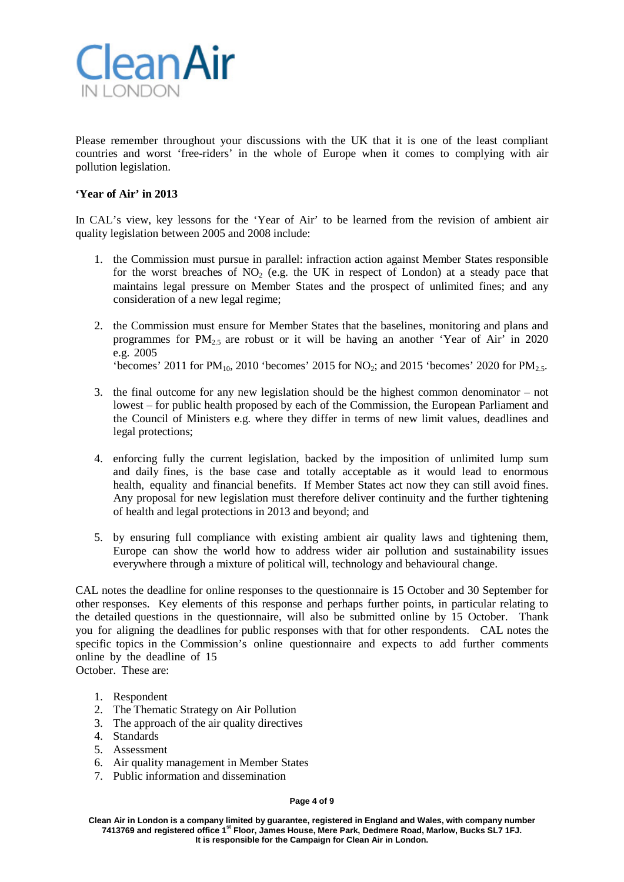Please remember throughout your discussions with the UK that it is one of the least compliant countries and worst 'free-riders' in the whole of Europe when it comes to complying with air pollution legislation.

**'Year of Air' in 2013**

In CAL's view, key lessons for the 'Year of Air' to be learned from the revision of ambient air quality legislation between 2005 and 2008 include:

1. the Commission must pursue in parallel: infraction action against Member States responsible for the worst breaches of $NO_2$ (e.g. the UK in respect of London) at a steady pace that maintains legal pressure on Member States and the prospect of unlimited fines; and any consideration of a new legal regime;

2. the Commission must ensure for Member States that the baselines, monitoring and plans and programmes for $PM_{2.5}$ are robust or it will be having an another 'Year of Air' in 2020 e.g. 2005 'becomes' 2011 for $PM_{10}$, 2010 'becomes' 2015 for $NO_2$; and 2015 'becomes' 2020 for $PM_{2.5}$.

3. the final outcome for any new legislation should be the highest common denominator – not lowest – for public health proposed by each of the Commission, the European Parliament and the Council of Ministers e.g. where they differ in terms of new limit values, deadlines and legal protections;

4. enforcing fully the current legislation, backed by the imposition of unlimited lump sum and daily fines, is the base case and totally acceptable as it would lead to enormous health, equality and financial benefits. If Member States act now they can still avoid fines. Any proposal for new legislation must therefore deliver continuity and the further tightening of health and legal protections in 2013 and beyond; and

5. by ensuring full compliance with existing ambient air quality laws and tightening them, Europe can show the world how to address wider air pollution and sustainability issues everywhere through a mixture of political will, technology and behavioural change.

CAL notes the deadline for online responses to the questionnaire is 15 October and 30 September for other responses. Key elements of this response and perhaps further points, in particular relating to the detailed questions in the questionnaire, will also be submitted online by 15 October. Thank you for aligning the deadlines for public responses with that for other respondents. CAL notes the specific topics in the Commission's online questionnaire and expects to add further comments online by the deadline of 15 October. These are:

1. Respondent
2. The Thematic Strategy on Air Pollution
3. The approach of the air quality directives
4. Standards
5. Assessment
6. Air quality management in Member States
7. Public information and dissemination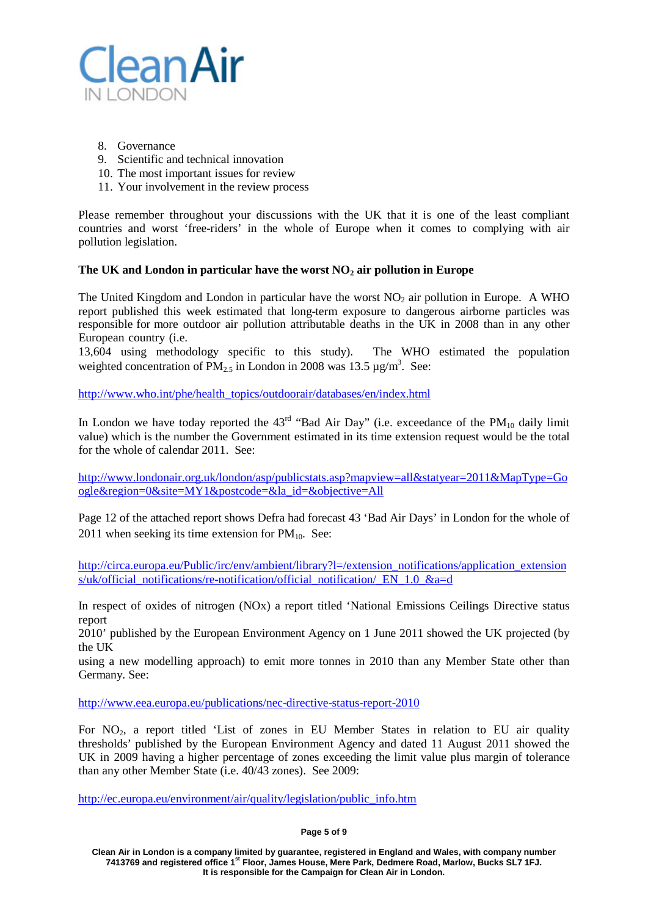8. Governance
9. Scientific and technical innovation
10. The most important issues for review
11. Your involvement in the review process

Please remember throughout your discussions with the UK that it is one of the least compliant countries and worst 'free-riders' in the whole of Europe when it comes to complying with air pollution legislation.

**The UK and London in particular have the worst $NO_2$ air pollution in Europe**

The United Kingdom and London in particular have the worst $NO_2$ air pollution in Europe. A WHO report published this week estimated that long-term exposure to dangerous airborne particles was responsible for more outdoor air pollution attributable deaths in the UK in 2008 than in any other European country (i.e. 13,604 using methodology specific to this study). The WHO estimated the population weighted concentration of $PM_{2.5}$ in London in 2008 was 13.5 µg/m$^3$. See:

http://www.who.int/phe/health_topics/outdoorair/databases/en/index.html

In London we have today reported the 43rd "Bad Air Day" (i.e. exceedance of the $PM_{10}$ daily limit value) which is the number the Government estimated in its time extension request would be the total for the whole of calendar 2011. See:

http://www.londonair.org.uk/london/asp/publicstats.asp?mapview=all&statyear=2011&MapType=Google&region=0&site=MY1&postcode=&la_id=&objective=All

Page 12 of the attached report shows Defra had forecast 43 'Bad Air Days' in London for the whole of 2011 when seeking its time extension for $PM_{10}$. See:

http://circa.europa.eu/Public/irc/env/ambient/library?l=/extension_notifications/application_extensions/uk/official_notifications/re-notification/official_notification/_EN_1.0_&a=d

In respect of oxides of nitrogen (NOx) a report titled 'National Emissions Ceilings Directive status report 2010' published by the European Environment Agency on 1 June 2011 showed the UK projected (by the UK using a new modelling approach) to emit more tonnes in 2010 than any Member State other than Germany. See:

http://www.eea.europa.eu/publications/nec-directive-status-report-2010

For $NO_2$, a report titled 'List of zones in EU Member States in relation to EU air quality thresholds' published by the European Environment Agency and dated 11 August 2011 showed the UK in 2009 having a higher percentage of zones exceeding the limit value plus margin of tolerance than any other Member State (i.e. 40/43 zones). See 2009:

http://ec.europa.eu/environment/air/quality/legislation/public_info.htm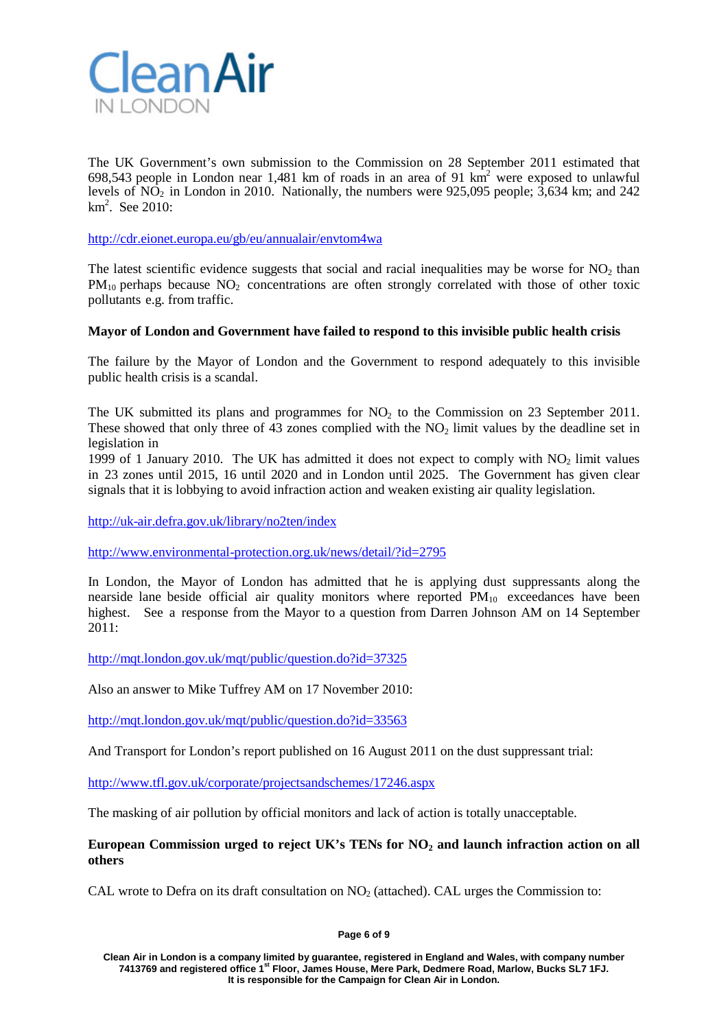The UK Government's own submission to the Commission on 28 September 2011 estimated that 698,543 people in London near 1,481 km of roads in an area of 91 $km^2$ were exposed to unlawful levels of $NO_2$ in London in 2010. Nationally, the numbers were 925,095 people; 3,634 km; and 242 $km^2$. See 2010:

http://cdr.eionet.europa.eu/gb/eu/annualair/envtom4wa

The latest scientific evidence suggests that social and racial inequalities may be worse for $NO_2$ than $PM_{10}$ perhaps because $NO_2$ concentrations are often strongly correlated with those of other toxic pollutants e.g. from traffic.

**Mayor of London and Government have failed to respond to this invisible public health crisis**

The failure by the Mayor of London and the Government to respond adequately to this invisible public health crisis is a scandal.

The UK submitted its plans and programmes for $NO_2$ to the Commission on 23 September 2011. These showed that only three of 43 zones complied with the $NO_2$ limit values by the deadline set in legislation in 1999 of 1 January 2010. The UK has admitted it does not expect to comply with $NO_2$ limit values in 23 zones until 2015, 16 until 2020 and in London until 2025. The Government has given clear signals that it is lobbying to avoid infraction action and weaken existing air quality legislation.

http://uk-air.defra.gov.uk/library/no2ten/index

http://www.environmental-protection.org.uk/news/detail/?id=2795

In London, the Mayor of London has admitted that he is applying dust suppressants along the nearside lane beside official air quality monitors where reported $PM_{10}$ exceedances have been highest. See a response from the Mayor to a question from Darren Johnson AM on 14 September 2011:

http://mqt.london.gov.uk/mqt/public/question.do?id=37325

Also an answer to Mike Tuffrey AM on 17 November 2010:

http://mqt.london.gov.uk/mqt/public/question.do?id=33563

And Transport for London's report published on 16 August 2011 on the dust suppressant trial:

http://www.tfl.gov.uk/corporate/projectsandschemes/17246.aspx

The masking of air pollution by official monitors and lack of action is totally unacceptable.

**European Commission urged to reject UK's TENs for $NO_2$ and launch infraction action on all others**

CAL wrote to Defra on its draft consultation on $NO_2$ (attached). CAL urges the Commission to: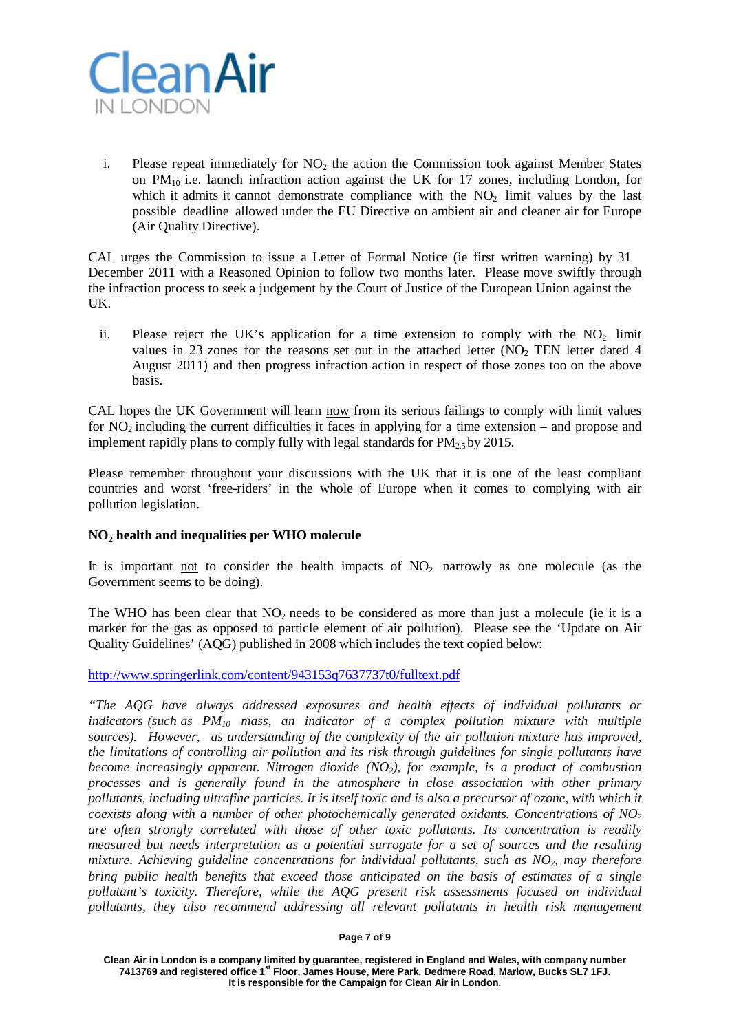i. Please repeat immediately for $NO_2$ the action the Commission took against Member States on $PM_{10}$ i.e. launch infraction action against the UK for 17 zones, including London, for which it admits it cannot demonstrate compliance with the $NO_2$ limit values by the last possible deadline allowed under the EU Directive on ambient air and cleaner air for Europe (Air Quality Directive).

CAL urges the Commission to issue a Letter of Formal Notice (ie first written warning) by 31 December 2011 with a Reasoned Opinion to follow two months later. Please move swiftly through the infraction process to seek a judgement by the Court of Justice of the European Union against the UK.

ii. Please reject the UK's application for a time extension to comply with the $NO_2$ limit values in 23 zones for the reasons set out in the attached letter ($NO_2$ TEN letter dated 4 August 2011) and then progress infraction action in respect of those zones too on the above basis.

CAL hopes the UK Government will learn now from its serious failings to comply with limit values for $NO_2$ including the current difficulties it faces in applying for a time extension – and propose and implement rapidly plans to comply fully with legal standards for $PM_{2.5}$ by 2015.

Please remember throughout your discussions with the UK that it is one of the least compliant countries and worst 'free-riders' in the whole of Europe when it comes to complying with air pollution legislation.

**$NO_2$ health and inequalities per WHO molecule**

It is important not to consider the health impacts of $NO_2$ narrowly as one molecule (as the Government seems to be doing).

The WHO has been clear that $NO_2$ needs to be considered as more than just a molecule (ie it is a marker for the gas as opposed to particle element of air pollution). Please see the 'Update on Air Quality Guidelines' (AQG) published in 2008 which includes the text copied below:

http://www.springerlink.com/content/943153q7637737t0/fulltext.pdf

*"The AQG have always addressed exposures and health effects of individual pollutants or indicators (such as $PM_{10}$ mass, an indicator of a complex pollution mixture with multiple sources). However, as understanding of the complexity of the air pollution mixture has improved, the limitations of controlling air pollution and its risk through guidelines for single pollutants have become increasingly apparent. Nitrogen dioxide ($NO_2$), for example, is a product of combustion processes and is generally found in the atmosphere in close association with other primary pollutants, including ultrafine particles. It is itself toxic and is also a precursor of ozone, with which it coexists along with a number of other photochemically generated oxidants. Concentrations of $NO_2$ are often strongly correlated with those of other toxic pollutants. Its concentration is readily measured but needs interpretation as a potential surrogate for a set of sources and the resulting mixture. Achieving guideline concentrations for individual pollutants, such as $NO_2$, may therefore bring public health benefits that exceed those anticipated on the basis of estimates of a single pollutant's toxicity. Therefore, while the AQG present risk assessments focused on individual pollutants, they also recommend addressing all relevant pollutants in health risk management*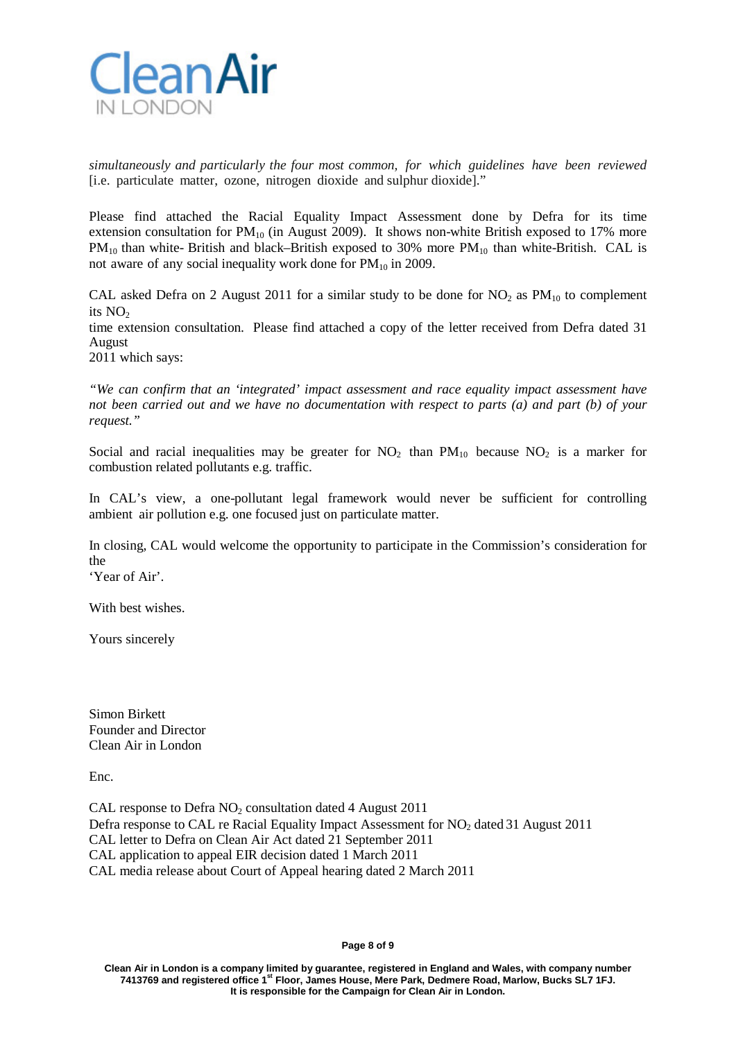*simultaneously and particularly the four most common, for which guidelines have been reviewed* [i.e. particulate matter, ozone, nitrogen dioxide and sulphur dioxide]."

Please find attached the Racial Equality Impact Assessment done by Defra for its time extension consultation for $PM_{10}$ (in August 2009). It shows non-white British exposed to 17% more $PM_{10}$ than white- British and black–British exposed to 30% more $PM_{10}$ than white-British. CAL is not aware of any social inequality work done for $PM_{10}$ in 2009.

CAL asked Defra on 2 August 2011 for a similar study to be done for $NO_2$ as $PM_{10}$ to complement its $NO_2$ time extension consultation. Please find attached a copy of the letter received from Defra dated 31 August 2011 which says:

*"We can confirm that an 'integrated' impact assessment and race equality impact assessment have not been carried out and we have no documentation with respect to parts (a) and part (b) of your request."*

Social and racial inequalities may be greater for $NO_2$ than $PM_{10}$ because $NO_2$ is a marker for combustion related pollutants e.g. traffic.

In CAL's view, a one-pollutant legal framework would never be sufficient for controlling ambient air pollution e.g. one focused just on particulate matter.

In closing, CAL would welcome the opportunity to participate in the Commission's consideration for the 'Year of Air'.

With best wishes.

Yours sincerely

Simon Birkett
Founder and Director
Clean Air in London

Enc.

CAL response to Defra $NO_2$ consultation dated 4 August 2011
Defra response to CAL re Racial Equality Impact Assessment for $NO_2$ dated 31 August 2011
CAL letter to Defra on Clean Air Act dated 21 September 2011
CAL application to appeal EIR decision dated 1 March 2011
CAL media release about Court of Appeal hearing dated 2 March 2011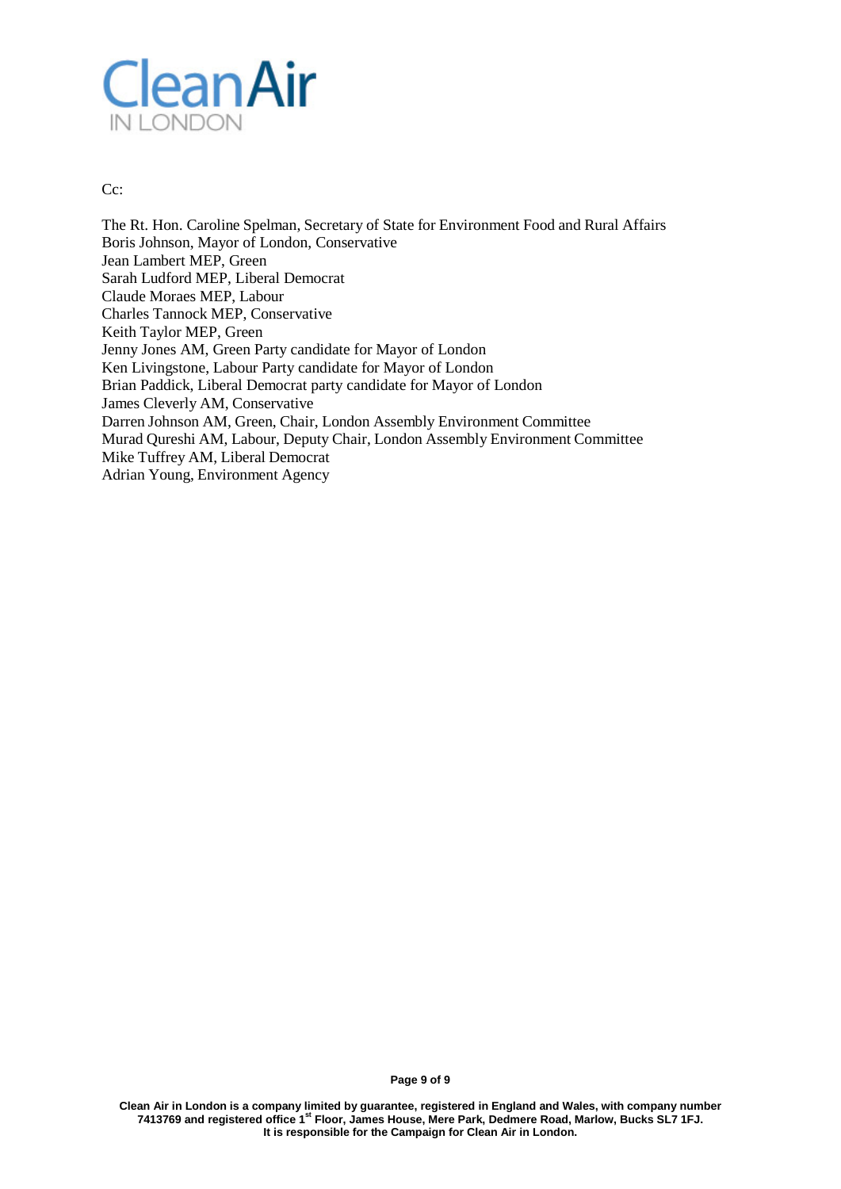Cc:

The Rt. Hon. Caroline Spelman, Secretary of State for Environment Food and Rural Affairs
Boris Johnson, Mayor of London, Conservative
Jean Lambert MEP, Green
Sarah Ludford MEP, Liberal Democrat
Claude Moraes MEP, Labour
Charles Tannock MEP, Conservative
Keith Taylor MEP, Green
Jenny Jones AM, Green Party candidate for Mayor of London
Ken Livingstone, Labour Party candidate for Mayor of London
Brian Paddick, Liberal Democrat party candidate for Mayor of London
James Cleverly AM, Conservative
Darren Johnson AM, Green, Chair, London Assembly Environment Committee
Murad Qureshi AM, Labour, Deputy Chair, London Assembly Environment Committee
Mike Tuffrey AM, Liberal Democrat
Adrian Young, Environment Agency